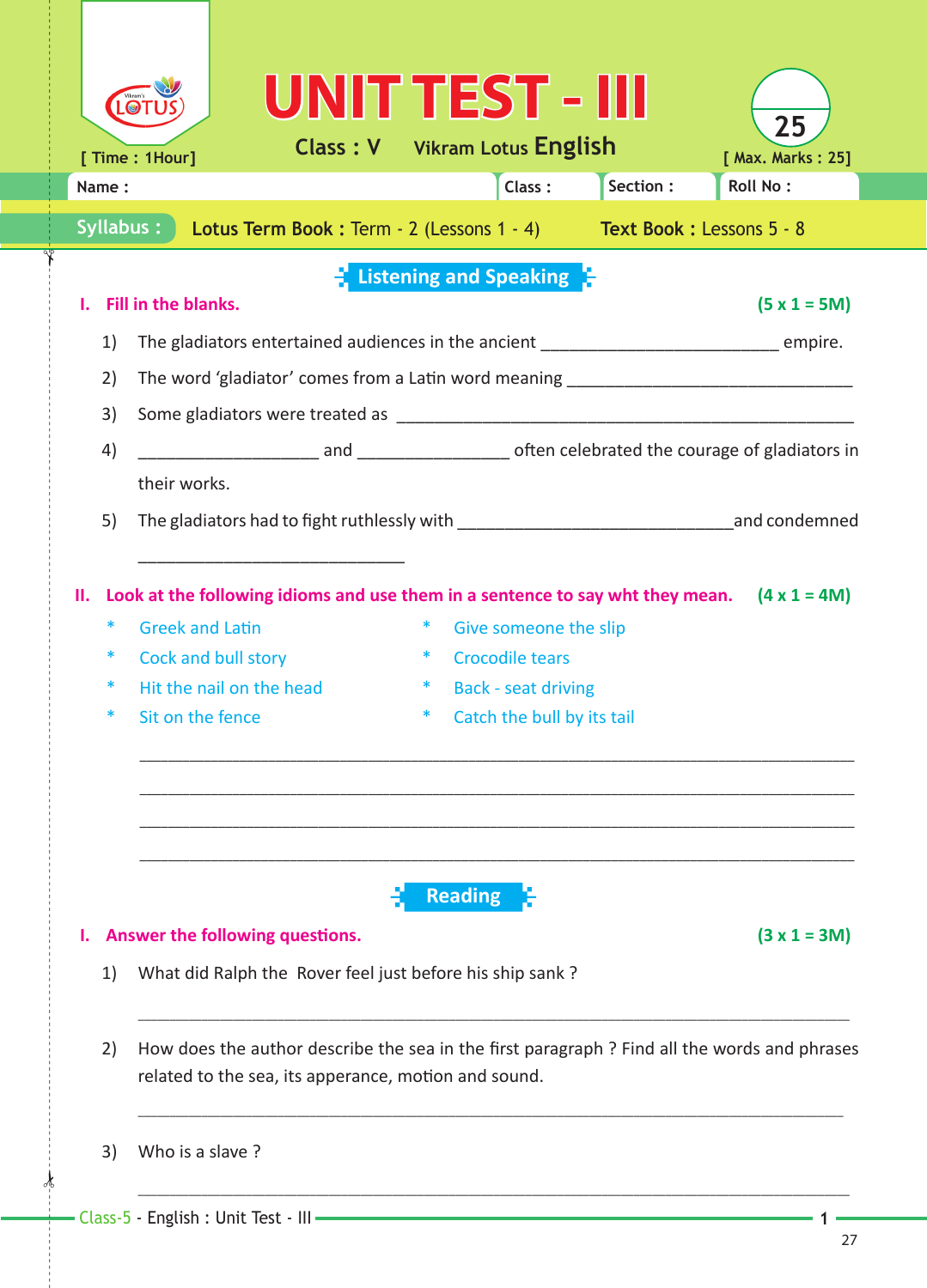# UNIT TEST - III

**Class : V** Vikram Lotus **English**

[ Time : 1Hour ] [ Max. Marks : 25]

25

| Name : | Class : | Section : | Roll No : |
|---|---|---|---|

**Syllabus :** **Lotus Term Book :** Term - 2 (Lessons 1 - 4) **Text Book :** Lessons 5 - 8

## Listening and Speaking

**I. Fill in the blanks.** **(5 x 1 = 5M)**

1) The gladiators entertained audiences in the ancient __________________________ empire.
2) The word 'gladiator' comes from a Latin word meaning _______________________________
3) Some gladiators were treated as _________________________________________________
4) ____________________ and ________________ often celebrated the courage of gladiators in their works.
5) The gladiators had to fight ruthlessly with ______________________________and condemned _____________________________

**II. Look at the following idioms and use them in a sentence to say wht they mean.** **(4 x 1 = 4M)**

* Greek and Latin
* Cock and bull story
* Hit the nail on the head
* Sit on the fence
* Give someone the slip
* Crocodile tears
* Back - seat driving
* Catch the bull by its tail

______________________________________________________________________________

______________________________________________________________________________

______________________________________________________________________________

______________________________________________________________________________

## Reading

**I. Answer the following questions.** **(3 x 1 = 3M)**

1) What did Ralph the Rover feel just before his ship sank ?

______________________________________________________________________________

2) How does the author describe the sea in the first paragraph ? Find all the words and phrases related to the sea, its apperance, motion and sound.

______________________________________________________________________________

3) Who is a slave ?

______________________________________________________________________________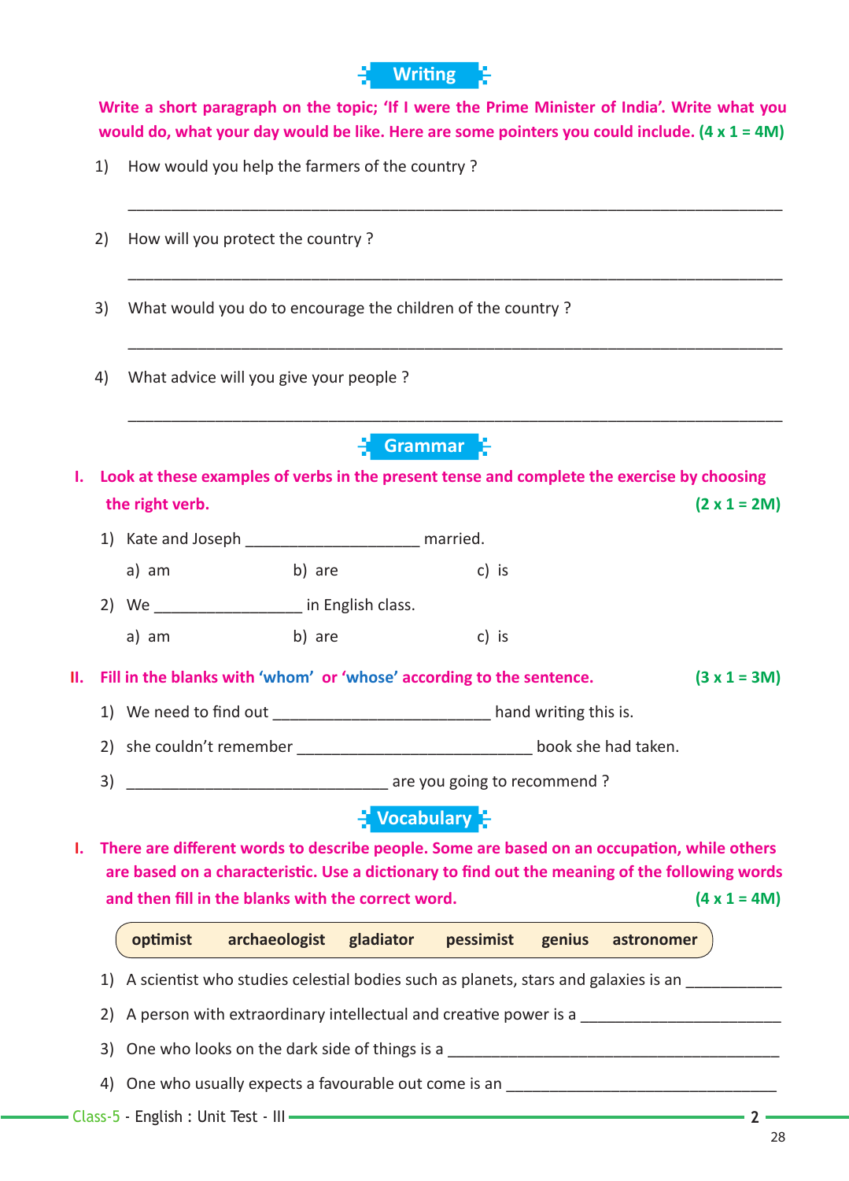## Writing

**Write a short paragraph on the topic; 'If I were the Prime Minister of India'. Write what you would do, what your day would be like. Here are some pointers you could include. (4 x 1 = 4M)**

1) How would you help the farmers of the country ?

_______________________________________________________________________________

2) How will you protect the country ?

_______________________________________________________________________________

3) What would you do to encourage the children of the country ?

_______________________________________________________________________________

4) What advice will you give your people ?

_______________________________________________________________________________

## Grammar

**I. Look at these examples of verbs in the present tense and complete the exercise by choosing the right verb. (2 x 1 = 2M)**

1) Kate and Joseph ____________________ married.

   a) am  b) are  c) is

2) We ________________ in English class.

   a) am  b) are  c) is

**II. Fill in the blanks with 'whom' or 'whose' according to the sentence. (3 x 1 = 3M)**

1) We need to find out ________________________ hand writing this is.

2) she couldn't remember ___________________________ book she had taken.

3) ______________________________ are you going to recommend ?

## Vocabulary

**I. There are different words to describe people. Some are based on an occupation, while others are based on a characteristic. Use a dictionary to find out the meaning of the following words and then fill in the blanks with the correct word. (4 x 1 = 4M)**

**optimist  archaeologist  gladiator  pessimist  genius  astronomer**

1) A scientist who studies celestial bodies such as planets, stars and galaxies is an ___________

2) A person with extraordinary intellectual and creative power is a _______________________

3) One who looks on the dark side of things is a _______________________________________

4) One who usually expects a favourable out come is an _______________________________